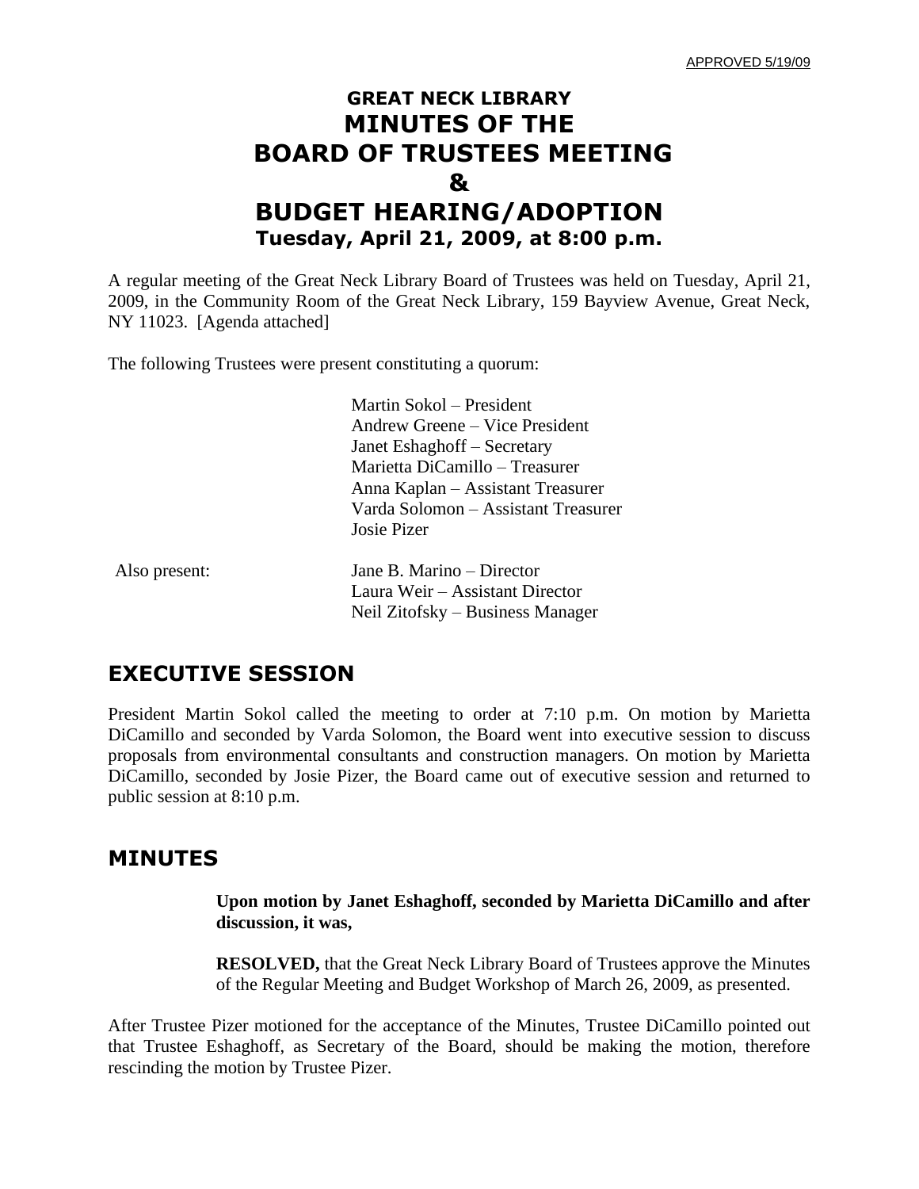APPROVED 5/19/09

# GREAT NECK LIBRARY
# MINUTES OF THE
# BOARD OF TRUSTEES MEETING
# &
# BUDGET HEARING/ADOPTION
### Tuesday, April 21, 2009, at 8:00 p.m.

A regular meeting of the Great Neck Library Board of Trustees was held on Tuesday, April 21, 2009, in the Community Room of the Great Neck Library, 159 Bayview Avenue, Great Neck, NY 11023. [Agenda attached]

The following Trustees were present constituting a quorum:

Martin Sokol – President
Andrew Greene – Vice President
Janet Eshaghoff – Secretary
Marietta DiCamillo – Treasurer
Anna Kaplan – Assistant Treasurer
Varda Solomon – Assistant Treasurer
Josie Pizer

Also present:

Jane B. Marino – Director
Laura Weir – Assistant Director
Neil Zitofsky – Business Manager

## EXECUTIVE SESSION

President Martin Sokol called the meeting to order at 7:10 p.m. On motion by Marietta DiCamillo and seconded by Varda Solomon, the Board went into executive session to discuss proposals from environmental consultants and construction managers. On motion by Marietta DiCamillo, seconded by Josie Pizer, the Board came out of executive session and returned to public session at 8:10 p.m.

## MINUTES

**Upon motion by Janet Eshaghoff, seconded by Marietta DiCamillo and after discussion, it was,**

**RESOLVED,** that the Great Neck Library Board of Trustees approve the Minutes of the Regular Meeting and Budget Workshop of March 26, 2009, as presented.

After Trustee Pizer motioned for the acceptance of the Minutes, Trustee DiCamillo pointed out that Trustee Eshaghoff, as Secretary of the Board, should be making the motion, therefore rescinding the motion by Trustee Pizer.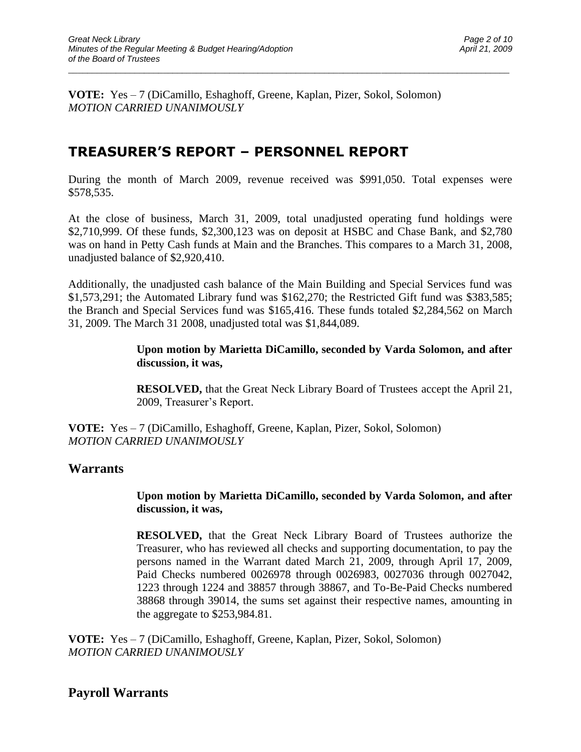**VOTE:** Yes – 7 (DiCamillo, Eshaghoff, Greene, Kaplan, Pizer, Sokol, Solomon)
*MOTION CARRIED UNANIMOUSLY*

# TREASURER'S REPORT – PERSONNEL REPORT

During the month of March 2009, revenue received was $991,050. Total expenses were $578,535.

At the close of business, March 31, 2009, total unadjusted operating fund holdings were $2,710,999. Of these funds, $2,300,123 was on deposit at HSBC and Chase Bank, and $2,780 was on hand in Petty Cash funds at Main and the Branches. This compares to a March 31, 2008, unadjusted balance of $2,920,410.

Additionally, the unadjusted cash balance of the Main Building and Special Services fund was $1,573,291; the Automated Library fund was $162,270; the Restricted Gift fund was $383,585; the Branch and Special Services fund was $165,416. These funds totaled $2,284,562 on March 31, 2009. The March 31 2008, unadjusted total was $1,844,089.

> **Upon motion by Marietta DiCamillo, seconded by Varda Solomon, and after discussion, it was,**
>
> **RESOLVED,** that the Great Neck Library Board of Trustees accept the April 21, 2009, Treasurer's Report.

**VOTE:** Yes – 7 (DiCamillo, Eshaghoff, Greene, Kaplan, Pizer, Sokol, Solomon)
*MOTION CARRIED UNANIMOUSLY*

## Warrants

> **Upon motion by Marietta DiCamillo, seconded by Varda Solomon, and after discussion, it was,**
>
> **RESOLVED,** that the Great Neck Library Board of Trustees authorize the Treasurer, who has reviewed all checks and supporting documentation, to pay the persons named in the Warrant dated March 21, 2009, through April 17, 2009, Paid Checks numbered 0026978 through 0026983, 0027036 through 0027042, 1223 through 1224 and 38857 through 38867, and To-Be-Paid Checks numbered 38868 through 39014, the sums set against their respective names, amounting in the aggregate to $253,984.81.

**VOTE:** Yes – 7 (DiCamillo, Eshaghoff, Greene, Kaplan, Pizer, Sokol, Solomon)
*MOTION CARRIED UNANIMOUSLY*

## Payroll Warrants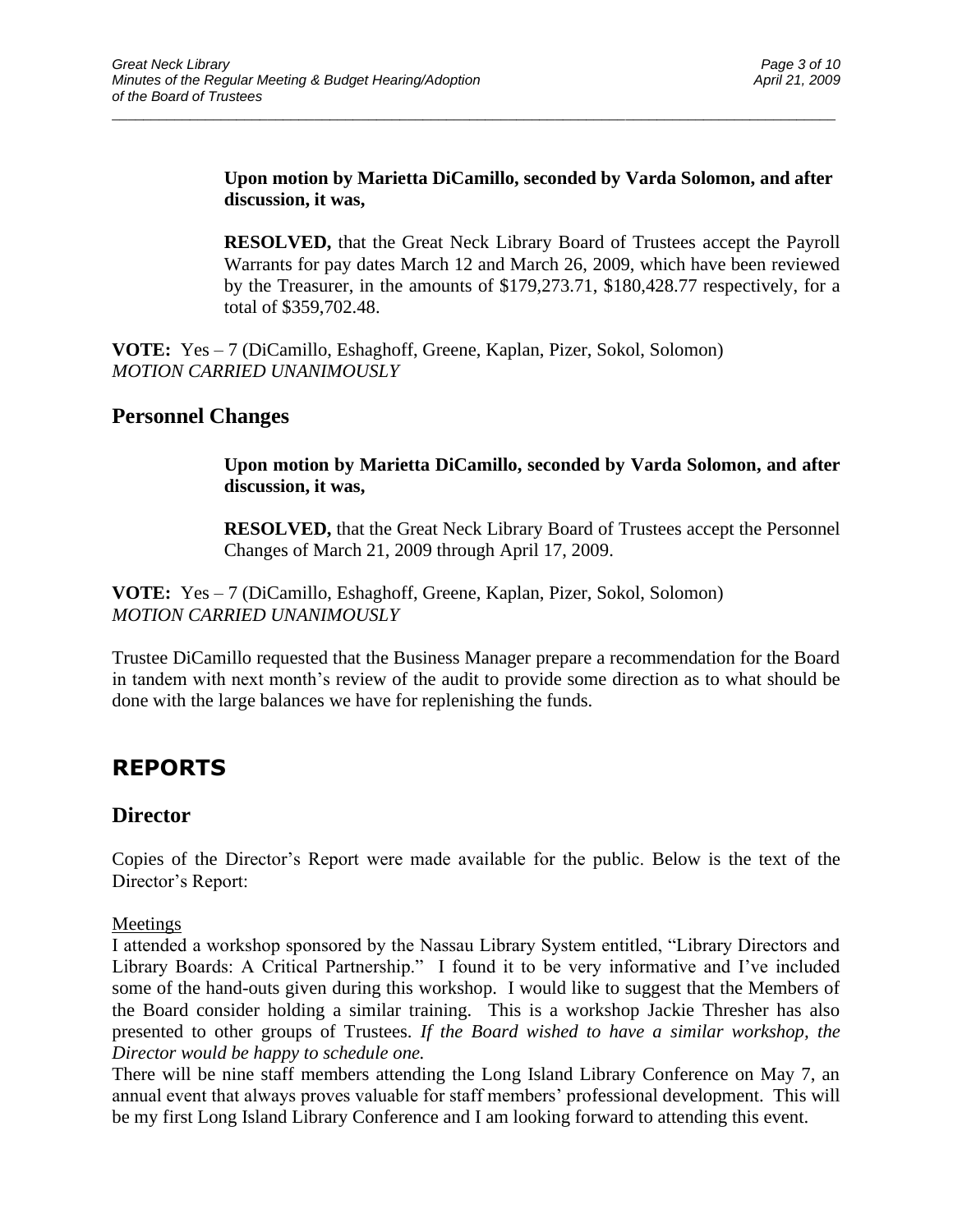**Upon motion by Marietta DiCamillo, seconded by Varda Solomon, and after discussion, it was,**

**RESOLVED,** that the Great Neck Library Board of Trustees accept the Payroll Warrants for pay dates March 12 and March 26, 2009, which have been reviewed by the Treasurer, in the amounts of $179,273.71, $180,428.77 respectively, for a total of $359,702.48.

**VOTE:** Yes – 7 (DiCamillo, Eshaghoff, Greene, Kaplan, Pizer, Sokol, Solomon)
*MOTION CARRIED UNANIMOUSLY*

## Personnel Changes

**Upon motion by Marietta DiCamillo, seconded by Varda Solomon, and after discussion, it was,**

**RESOLVED,** that the Great Neck Library Board of Trustees accept the Personnel Changes of March 21, 2009 through April 17, 2009.

**VOTE:** Yes – 7 (DiCamillo, Eshaghoff, Greene, Kaplan, Pizer, Sokol, Solomon)
*MOTION CARRIED UNANIMOUSLY*

Trustee DiCamillo requested that the Business Manager prepare a recommendation for the Board in tandem with next month's review of the audit to provide some direction as to what should be done with the large balances we have for replenishing the funds.

# REPORTS

## Director

Copies of the Director's Report were made available for the public. Below is the text of the Director's Report:

Meetings
I attended a workshop sponsored by the Nassau Library System entitled, "Library Directors and Library Boards: A Critical Partnership." I found it to be very informative and I've included some of the hand-outs given during this workshop. I would like to suggest that the Members of the Board consider holding a similar training. This is a workshop Jackie Thresher has also presented to other groups of Trustees. *If the Board wished to have a similar workshop, the Director would be happy to schedule one.*
There will be nine staff members attending the Long Island Library Conference on May 7, an annual event that always proves valuable for staff members' professional development. This will be my first Long Island Library Conference and I am looking forward to attending this event.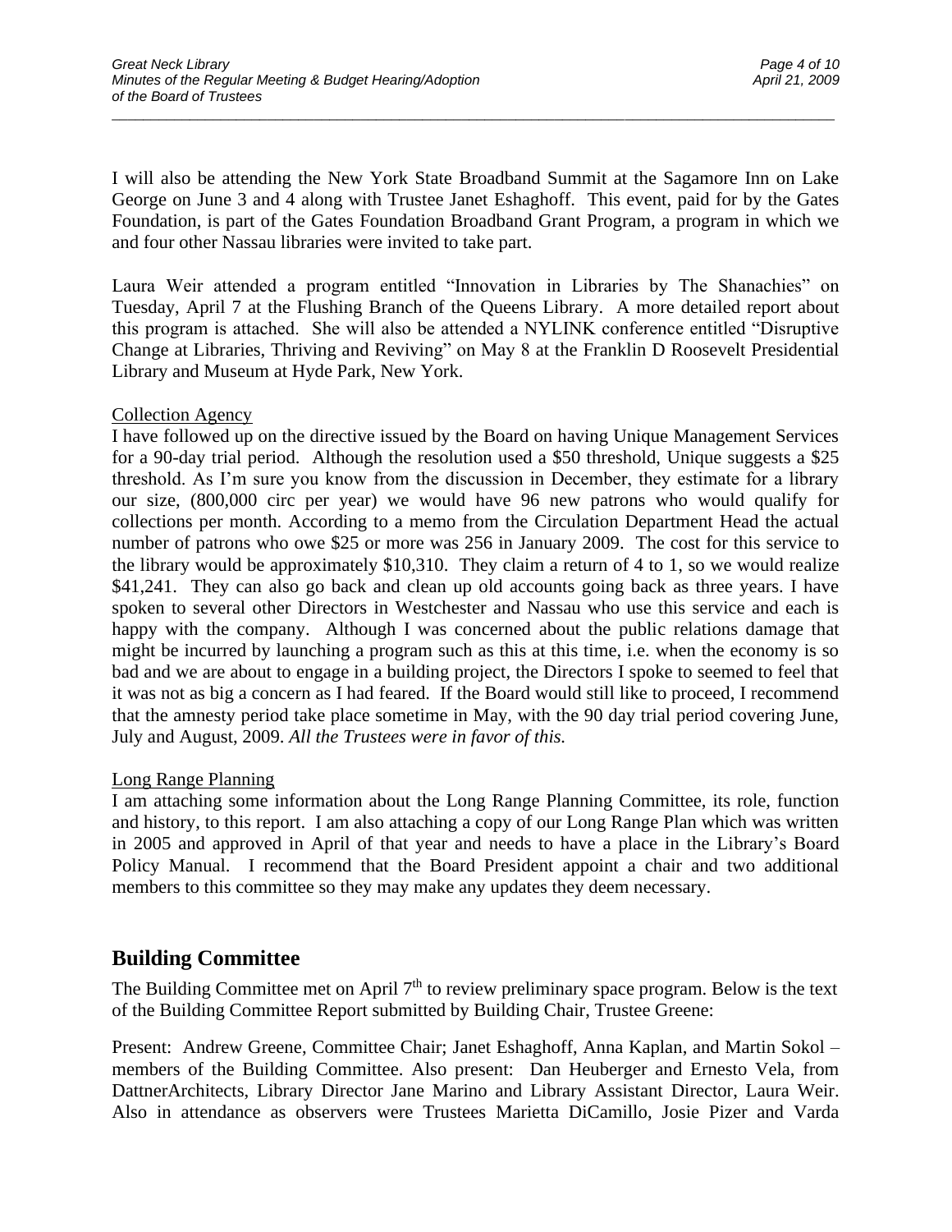I will also be attending the New York State Broadband Summit at the Sagamore Inn on Lake George on June 3 and 4 along with Trustee Janet Eshaghoff. This event, paid for by the Gates Foundation, is part of the Gates Foundation Broadband Grant Program, a program in which we and four other Nassau libraries were invited to take part.

Laura Weir attended a program entitled "Innovation in Libraries by The Shanachies" on Tuesday, April 7 at the Flushing Branch of the Queens Library. A more detailed report about this program is attached. She will also be attended a NYLINK conference entitled "Disruptive Change at Libraries, Thriving and Reviving" on May 8 at the Franklin D Roosevelt Presidential Library and Museum at Hyde Park, New York.

Collection Agency

I have followed up on the directive issued by the Board on having Unique Management Services for a 90-day trial period. Although the resolution used a $50 threshold, Unique suggests a $25 threshold. As I'm sure you know from the discussion in December, they estimate for a library our size, (800,000 circ per year) we would have 96 new patrons who would qualify for collections per month. According to a memo from the Circulation Department Head the actual number of patrons who owe $25 or more was 256 in January 2009. The cost for this service to the library would be approximately $10,310. They claim a return of 4 to 1, so we would realize $41,241. They can also go back and clean up old accounts going back as three years. I have spoken to several other Directors in Westchester and Nassau who use this service and each is happy with the company. Although I was concerned about the public relations damage that might be incurred by launching a program such as this at this time, i.e. when the economy is so bad and we are about to engage in a building project, the Directors I spoke to seemed to feel that it was not as big a concern as I had feared. If the Board would still like to proceed, I recommend that the amnesty period take place sometime in May, with the 90 day trial period covering June, July and August, 2009. *All the Trustees were in favor of this.*

Long Range Planning

I am attaching some information about the Long Range Planning Committee, its role, function and history, to this report. I am also attaching a copy of our Long Range Plan which was written in 2005 and approved in April of that year and needs to have a place in the Library's Board Policy Manual. I recommend that the Board President appoint a chair and two additional members to this committee so they may make any updates they deem necessary.

## Building Committee

The Building Committee met on April 7th to review preliminary space program. Below is the text of the Building Committee Report submitted by Building Chair, Trustee Greene:

Present: Andrew Greene, Committee Chair; Janet Eshaghoff, Anna Kaplan, and Martin Sokol – members of the Building Committee. Also present: Dan Heuberger and Ernesto Vela, from DattnerArchitects, Library Director Jane Marino and Library Assistant Director, Laura Weir. Also in attendance as observers were Trustees Marietta DiCamillo, Josie Pizer and Varda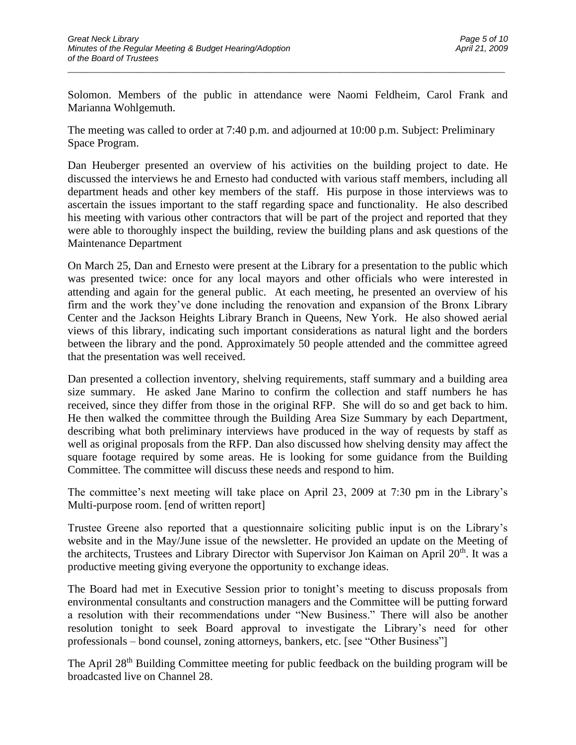Solomon. Members of the public in attendance were Naomi Feldheim, Carol Frank and Marianna Wohlgemuth.

The meeting was called to order at 7:40 p.m. and adjourned at 10:00 p.m. Subject: Preliminary Space Program.

Dan Heuberger presented an overview of his activities on the building project to date. He discussed the interviews he and Ernesto had conducted with various staff members, including all department heads and other key members of the staff. His purpose in those interviews was to ascertain the issues important to the staff regarding space and functionality. He also described his meeting with various other contractors that will be part of the project and reported that they were able to thoroughly inspect the building, review the building plans and ask questions of the Maintenance Department

On March 25, Dan and Ernesto were present at the Library for a presentation to the public which was presented twice: once for any local mayors and other officials who were interested in attending and again for the general public. At each meeting, he presented an overview of his firm and the work they've done including the renovation and expansion of the Bronx Library Center and the Jackson Heights Library Branch in Queens, New York. He also showed aerial views of this library, indicating such important considerations as natural light and the borders between the library and the pond. Approximately 50 people attended and the committee agreed that the presentation was well received.

Dan presented a collection inventory, shelving requirements, staff summary and a building area size summary. He asked Jane Marino to confirm the collection and staff numbers he has received, since they differ from those in the original RFP. She will do so and get back to him. He then walked the committee through the Building Area Size Summary by each Department, describing what both preliminary interviews have produced in the way of requests by staff as well as original proposals from the RFP. Dan also discussed how shelving density may affect the square footage required by some areas. He is looking for some guidance from the Building Committee. The committee will discuss these needs and respond to him.

The committee's next meeting will take place on April 23, 2009 at 7:30 pm in the Library's Multi-purpose room. [end of written report]

Trustee Greene also reported that a questionnaire soliciting public input is on the Library's website and in the May/June issue of the newsletter. He provided an update on the Meeting of the architects, Trustees and Library Director with Supervisor Jon Kaiman on April 20th. It was a productive meeting giving everyone the opportunity to exchange ideas.

The Board had met in Executive Session prior to tonight's meeting to discuss proposals from environmental consultants and construction managers and the Committee will be putting forward a resolution with their recommendations under "New Business." There will also be another resolution tonight to seek Board approval to investigate the Library's need for other professionals – bond counsel, zoning attorneys, bankers, etc. [see "Other Business"]

The April 28th Building Committee meeting for public feedback on the building program will be broadcasted live on Channel 28.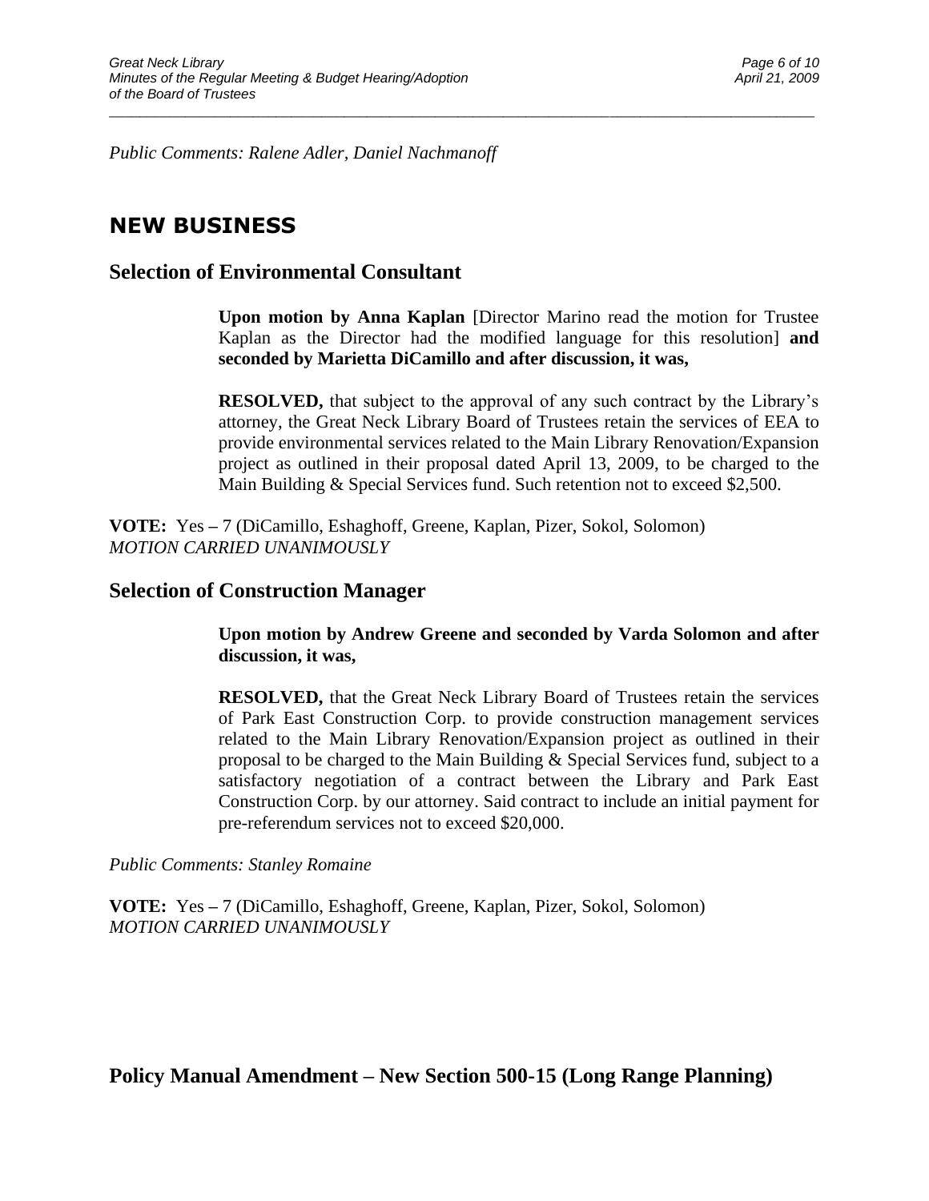*Public Comments: Ralene Adler, Daniel Nachmanoff*

# NEW BUSINESS

## Selection of Environmental Consultant

**Upon motion by Anna Kaplan** [Director Marino read the motion for Trustee Kaplan as the Director had the modified language for this resolution] **and seconded by Marietta DiCamillo and after discussion, it was,**

**RESOLVED,** that subject to the approval of any such contract by the Library's attorney, the Great Neck Library Board of Trustees retain the services of EEA to provide environmental services related to the Main Library Renovation/Expansion project as outlined in their proposal dated April 13, 2009, to be charged to the Main Building & Special Services fund. Such retention not to exceed $2,500.

**VOTE:** Yes – 7 (DiCamillo, Eshaghoff, Greene, Kaplan, Pizer, Sokol, Solomon)
*MOTION CARRIED UNANIMOUSLY*

## Selection of Construction Manager

**Upon motion by Andrew Greene and seconded by Varda Solomon and after discussion, it was,**

**RESOLVED,** that the Great Neck Library Board of Trustees retain the services of Park East Construction Corp. to provide construction management services related to the Main Library Renovation/Expansion project as outlined in their proposal to be charged to the Main Building & Special Services fund, subject to a satisfactory negotiation of a contract between the Library and Park East Construction Corp. by our attorney. Said contract to include an initial payment for pre-referendum services not to exceed $20,000.

*Public Comments: Stanley Romaine*

**VOTE:** Yes – 7 (DiCamillo, Eshaghoff, Greene, Kaplan, Pizer, Sokol, Solomon)
*MOTION CARRIED UNANIMOUSLY*

## Policy Manual Amendment – New Section 500-15 (Long Range Planning)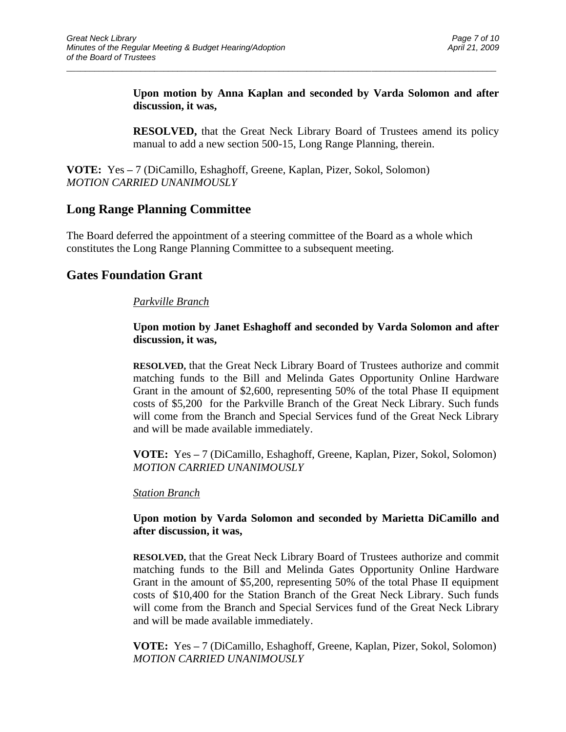**Upon motion by Anna Kaplan and seconded by Varda Solomon and after discussion, it was,**

**RESOLVED,** that the Great Neck Library Board of Trustees amend its policy manual to add a new section 500-15, Long Range Planning, therein.

**VOTE:** Yes – 7 (DiCamillo, Eshaghoff, Greene, Kaplan, Pizer, Sokol, Solomon)
*MOTION CARRIED UNANIMOUSLY*

## Long Range Planning Committee

The Board deferred the appointment of a steering committee of the Board as a whole which constitutes the Long Range Planning Committee to a subsequent meeting.

## Gates Foundation Grant

*Parkville Branch*

**Upon motion by Janet Eshaghoff and seconded by Varda Solomon and after discussion, it was,**

**RESOLVED,** that the Great Neck Library Board of Trustees authorize and commit matching funds to the Bill and Melinda Gates Opportunity Online Hardware Grant in the amount of $2,600, representing 50% of the total Phase II equipment costs of $5,200 for the Parkville Branch of the Great Neck Library. Such funds will come from the Branch and Special Services fund of the Great Neck Library and will be made available immediately.

**VOTE:** Yes – 7 (DiCamillo, Eshaghoff, Greene, Kaplan, Pizer, Sokol, Solomon)
*MOTION CARRIED UNANIMOUSLY*

*Station Branch*

**Upon motion by Varda Solomon and seconded by Marietta DiCamillo and after discussion, it was,**

**RESOLVED,** that the Great Neck Library Board of Trustees authorize and commit matching funds to the Bill and Melinda Gates Opportunity Online Hardware Grant in the amount of $5,200, representing 50% of the total Phase II equipment costs of $10,400 for the Station Branch of the Great Neck Library. Such funds will come from the Branch and Special Services fund of the Great Neck Library and will be made available immediately.

**VOTE:** Yes – 7 (DiCamillo, Eshaghoff, Greene, Kaplan, Pizer, Sokol, Solomon)
*MOTION CARRIED UNANIMOUSLY*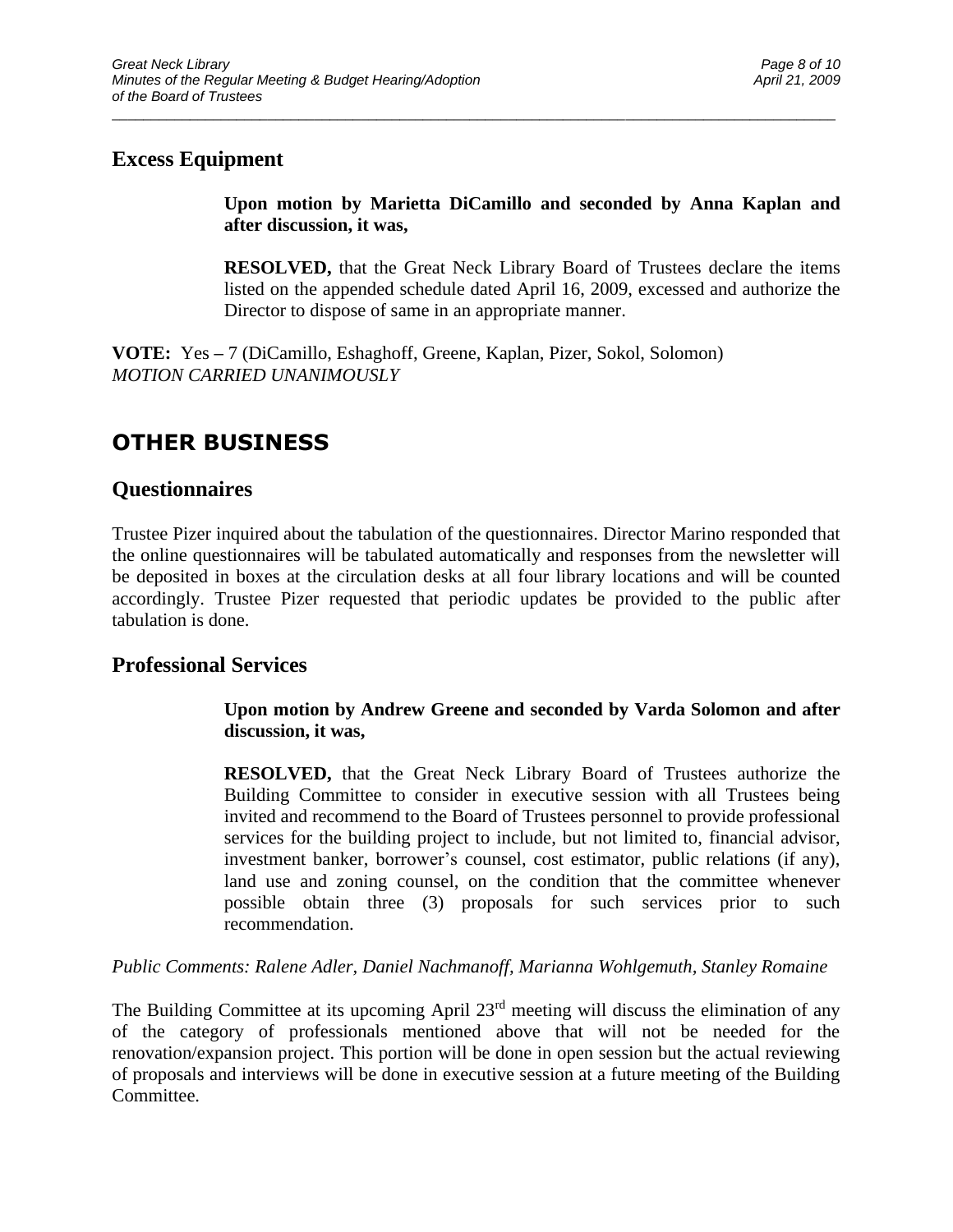## Excess Equipment

**Upon motion by Marietta DiCamillo and seconded by Anna Kaplan and after discussion, it was,**

**RESOLVED,** that the Great Neck Library Board of Trustees declare the items listed on the appended schedule dated April 16, 2009, excessed and authorize the Director to dispose of same in an appropriate manner.

**VOTE:** Yes **–** 7 (DiCamillo, Eshaghoff, Greene, Kaplan, Pizer, Sokol, Solomon)
*MOTION CARRIED UNANIMOUSLY*

# OTHER BUSINESS

## Questionnaires

Trustee Pizer inquired about the tabulation of the questionnaires. Director Marino responded that the online questionnaires will be tabulated automatically and responses from the newsletter will be deposited in boxes at the circulation desks at all four library locations and will be counted accordingly. Trustee Pizer requested that periodic updates be provided to the public after tabulation is done.

## Professional Services

**Upon motion by Andrew Greene and seconded by Varda Solomon and after discussion, it was,**

**RESOLVED,** that the Great Neck Library Board of Trustees authorize the Building Committee to consider in executive session with all Trustees being invited and recommend to the Board of Trustees personnel to provide professional services for the building project to include, but not limited to, financial advisor, investment banker, borrower's counsel, cost estimator, public relations (if any), land use and zoning counsel, on the condition that the committee whenever possible obtain three (3) proposals for such services prior to such recommendation.

*Public Comments: Ralene Adler, Daniel Nachmanoff, Marianna Wohlgemuth, Stanley Romaine*

The Building Committee at its upcoming April 23rd meeting will discuss the elimination of any of the category of professionals mentioned above that will not be needed for the renovation/expansion project. This portion will be done in open session but the actual reviewing of proposals and interviews will be done in executive session at a future meeting of the Building Committee.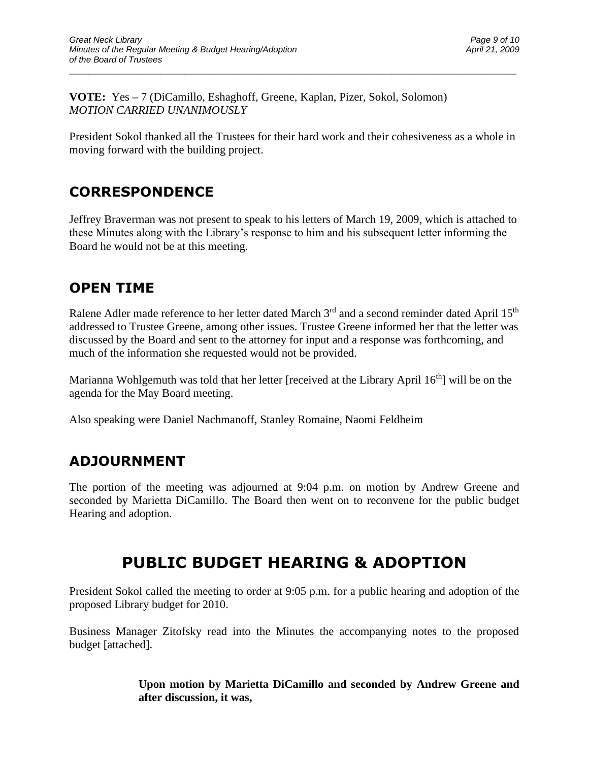**VOTE:** Yes – 7 (DiCamillo, Eshaghoff, Greene, Kaplan, Pizer, Sokol, Solomon)
*MOTION CARRIED UNANIMOUSLY*

President Sokol thanked all the Trustees for their hard work and their cohesiveness as a whole in moving forward with the building project.

## CORRESPONDENCE

Jeffrey Braverman was not present to speak to his letters of March 19, 2009, which is attached to these Minutes along with the Library's response to him and his subsequent letter informing the Board he would not be at this meeting.

## OPEN TIME

Ralene Adler made reference to her letter dated March 3rd and a second reminder dated April 15th addressed to Trustee Greene, among other issues. Trustee Greene informed her that the letter was discussed by the Board and sent to the attorney for input and a response was forthcoming, and much of the information she requested would not be provided.

Marianna Wohlgemuth was told that her letter [received at the Library April 16th] will be on the agenda for the May Board meeting.

Also speaking were Daniel Nachmanoff, Stanley Romaine, Naomi Feldheim

## ADJOURNMENT

The portion of the meeting was adjourned at 9:04 p.m. on motion by Andrew Greene and seconded by Marietta DiCamillo. The Board then went on to reconvene for the public budget Hearing and adoption.

# PUBLIC BUDGET HEARING & ADOPTION

President Sokol called the meeting to order at 9:05 p.m. for a public hearing and adoption of the proposed Library budget for 2010.

Business Manager Zitofsky read into the Minutes the accompanying notes to the proposed budget [attached].

> **Upon motion by Marietta DiCamillo and seconded by Andrew Greene and after discussion, it was,**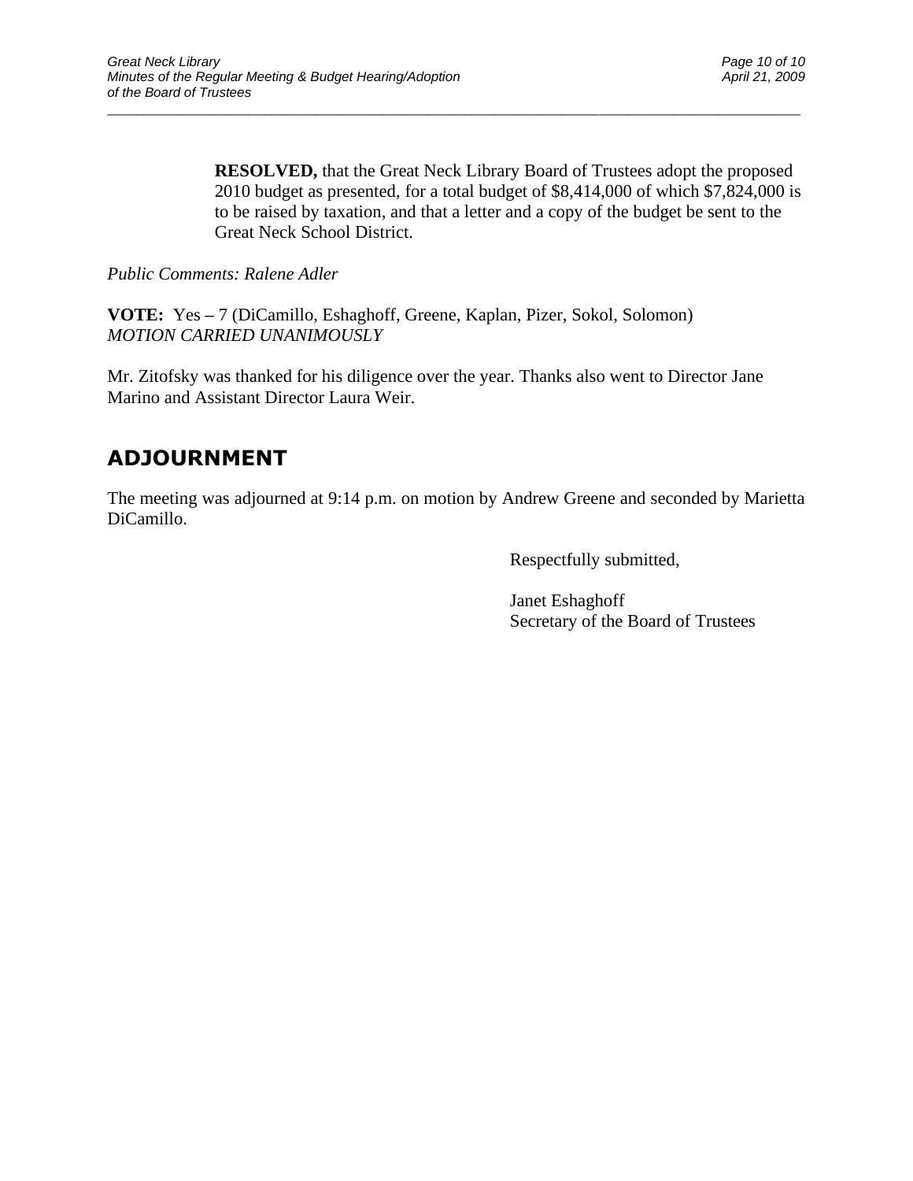**RESOLVED,** that the Great Neck Library Board of Trustees adopt the proposed 2010 budget as presented, for a total budget of $8,414,000 of which $7,824,000 is to be raised by taxation, and that a letter and a copy of the budget be sent to the Great Neck School District.

*Public Comments: Ralene Adler*

**VOTE:** Yes – 7 (DiCamillo, Eshaghoff, Greene, Kaplan, Pizer, Sokol, Solomon)
*MOTION CARRIED UNANIMOUSLY*

Mr. Zitofsky was thanked for his diligence over the year. Thanks also went to Director Jane Marino and Assistant Director Laura Weir.

## ADJOURNMENT

The meeting was adjourned at 9:14 p.m. on motion by Andrew Greene and seconded by Marietta DiCamillo.

Respectfully submitted,

Janet Eshaghoff
Secretary of the Board of Trustees